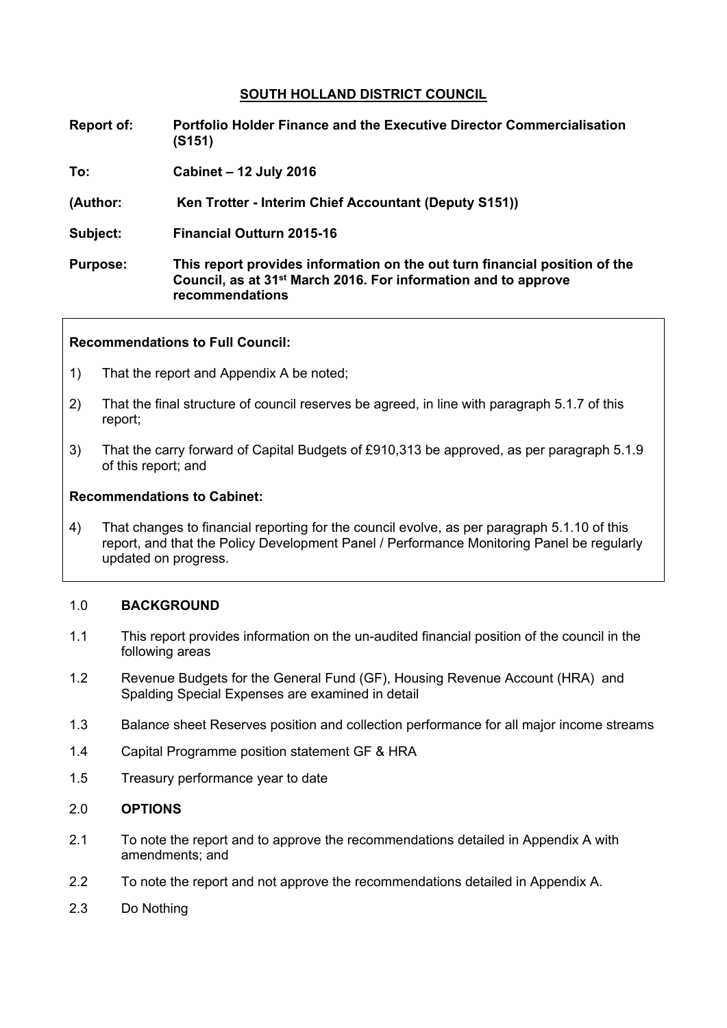# SOUTH HOLLAND DISTRICT COUNCIL

**Report of:** **Portfolio Holder Finance and the Executive Director Commercialisation (S151)**

**To:** **Cabinet – 12 July 2016**

**(Author:** **Ken Trotter - Interim Chief Accountant (Deputy S151))**

**Subject:** **Financial Outturn 2015-16**

**Purpose:** **This report provides information on the out turn financial position of the Council, as at 31st March 2016. For information and to approve recommendations**

---

**Recommendations to Full Council:**

1) That the report and Appendix A be noted;

2) That the final structure of council reserves be agreed, in line with paragraph 5.1.7 of this report;

3) That the carry forward of Capital Budgets of £910,313 be approved, as per paragraph 5.1.9 of this report; and

**Recommendations to Cabinet:**

4) That changes to financial reporting for the council evolve, as per paragraph 5.1.10 of this report, and that the Policy Development Panel / Performance Monitoring Panel be regularly updated on progress.

---

## 1.0 BACKGROUND

1.1 This report provides information on the un-audited financial position of the council in the following areas

1.2 Revenue Budgets for the General Fund (GF), Housing Revenue Account (HRA) and Spalding Special Expenses are examined in detail

1.3 Balance sheet Reserves position and collection performance for all major income streams

1.4 Capital Programme position statement GF & HRA

1.5 Treasury performance year to date

## 2.0 OPTIONS

2.1 To note the report and to approve the recommendations detailed in Appendix A with amendments; and

2.2 To note the report and not approve the recommendations detailed in Appendix A.

2.3 Do Nothing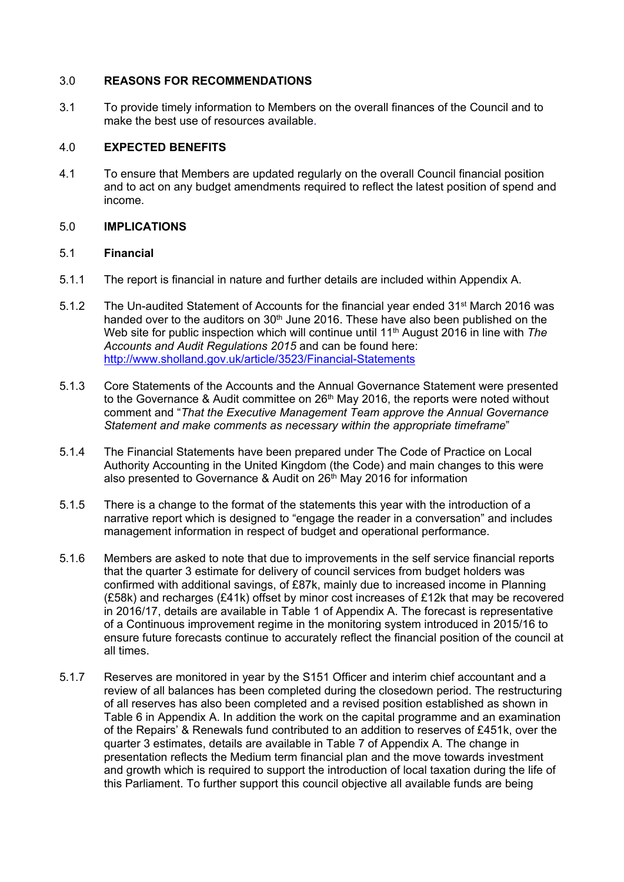## 3.0 REASONS FOR RECOMMENDATIONS

3.1 To provide timely information to Members on the overall finances of the Council and to make the best use of resources available.

## 4.0 EXPECTED BENEFITS

4.1 To ensure that Members are updated regularly on the overall Council financial position and to act on any budget amendments required to reflect the latest position of spend and income.

## 5.0 IMPLICATIONS

### 5.1 Financial

5.1.1 The report is financial in nature and further details are included within Appendix A.

5.1.2 The Un-audited Statement of Accounts for the financial year ended 31st March 2016 was handed over to the auditors on 30th June 2016. These have also been published on the Web site for public inspection which will continue until 11th August 2016 in line with *The Accounts and Audit Regulations 2015* and can be found here: [http://www.sholland.gov.uk/article/3523/Financial-Statements](http://www.sholland.gov.uk/article/3523/Financial-Statements)

5.1.3 Core Statements of the Accounts and the Annual Governance Statement were presented to the Governance & Audit committee on 26th May 2016, the reports were noted without comment and "*That the Executive Management Team approve the Annual Governance Statement and make comments as necessary within the appropriate timeframe*"

5.1.4 The Financial Statements have been prepared under The Code of Practice on Local Authority Accounting in the United Kingdom (the Code) and main changes to this were also presented to Governance & Audit on 26th May 2016 for information

5.1.5 There is a change to the format of the statements this year with the introduction of a narrative report which is designed to "engage the reader in a conversation" and includes management information in respect of budget and operational performance.

5.1.6 Members are asked to note that due to improvements in the self service financial reports that the quarter 3 estimate for delivery of council services from budget holders was confirmed with additional savings, of £87k, mainly due to increased income in Planning (£58k) and recharges (£41k) offset by minor cost increases of £12k that may be recovered in 2016/17, details are available in Table 1 of Appendix A. The forecast is representative of a Continuous improvement regime in the monitoring system introduced in 2015/16 to ensure future forecasts continue to accurately reflect the financial position of the council at all times.

5.1.7 Reserves are monitored in year by the S151 Officer and interim chief accountant and a review of all balances has been completed during the closedown period. The restructuring of all reserves has also been completed and a revised position established as shown in Table 6 in Appendix A. In addition the work on the capital programme and an examination of the Repairs' & Renewals fund contributed to an addition to reserves of £451k, over the quarter 3 estimates, details are available in Table 7 of Appendix A. The change in presentation reflects the Medium term financial plan and the move towards investment and growth which is required to support the introduction of local taxation during the life of this Parliament. To further support this council objective all available funds are being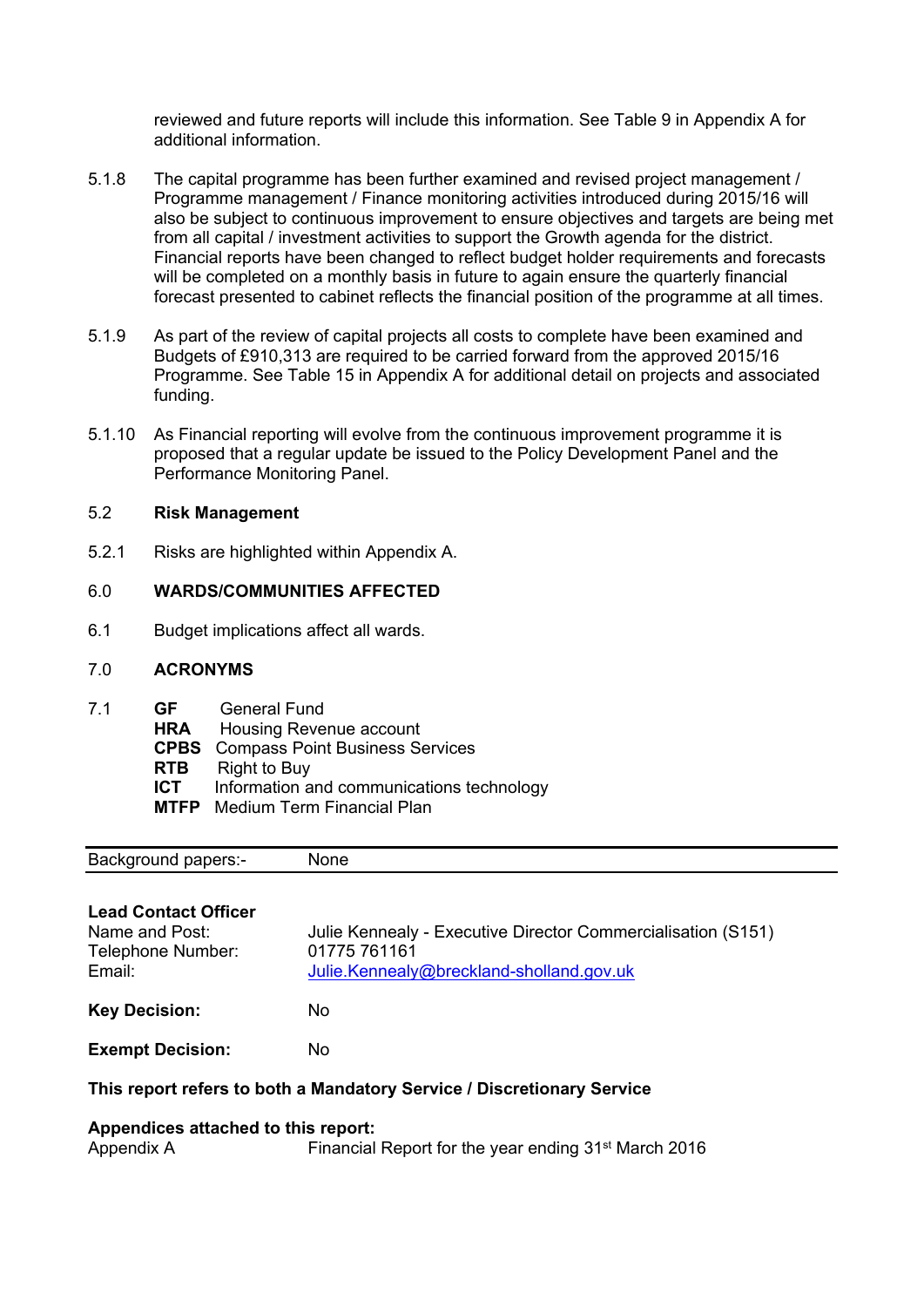reviewed and future reports will include this information. See Table 9 in Appendix A for additional information.

5.1.8 The capital programme has been further examined and revised project management / Programme management / Finance monitoring activities introduced during 2015/16 will also be subject to continuous improvement to ensure objectives and targets are being met from all capital / investment activities to support the Growth agenda for the district. Financial reports have been changed to reflect budget holder requirements and forecasts will be completed on a monthly basis in future to again ensure the quarterly financial forecast presented to cabinet reflects the financial position of the programme at all times.

5.1.9 As part of the review of capital projects all costs to complete have been examined and Budgets of £910,313 are required to be carried forward from the approved 2015/16 Programme. See Table 15 in Appendix A for additional detail on projects and associated funding.

5.1.10 As Financial reporting will evolve from the continuous improvement programme it is proposed that a regular update be issued to the Policy Development Panel and the Performance Monitoring Panel.

## 5.2 Risk Management

5.2.1 Risks are highlighted within Appendix A.

## 6.0 WARDS/COMMUNITIES AFFECTED

6.1 Budget implications affect all wards.

## 7.0 ACRONYMS

7.1
**GF** General Fund
**HRA** Housing Revenue account
**CPBS** Compass Point Business Services
**RTB** Right to Buy
**ICT** Information and communications technology
**MTFP** Medium Term Financial Plan

| | |
|---|---|
| Background papers:- | None |

**Lead Contact Officer**

| | |
|---|---|
| Name and Post: | Julie Kennealy - Executive Director Commercialisation (S151) |
| Telephone Number: | 01775 761161 |
| Email: | Julie.Kennealy@breckland-sholland.gov.uk |

**Key Decision:** No

**Exempt Decision:** No

**This report refers to both a Mandatory Service / Discretionary Service**

**Appendices attached to this report:**

| | |
|---|---|
| Appendix A | Financial Report for the year ending 31st March 2016 |